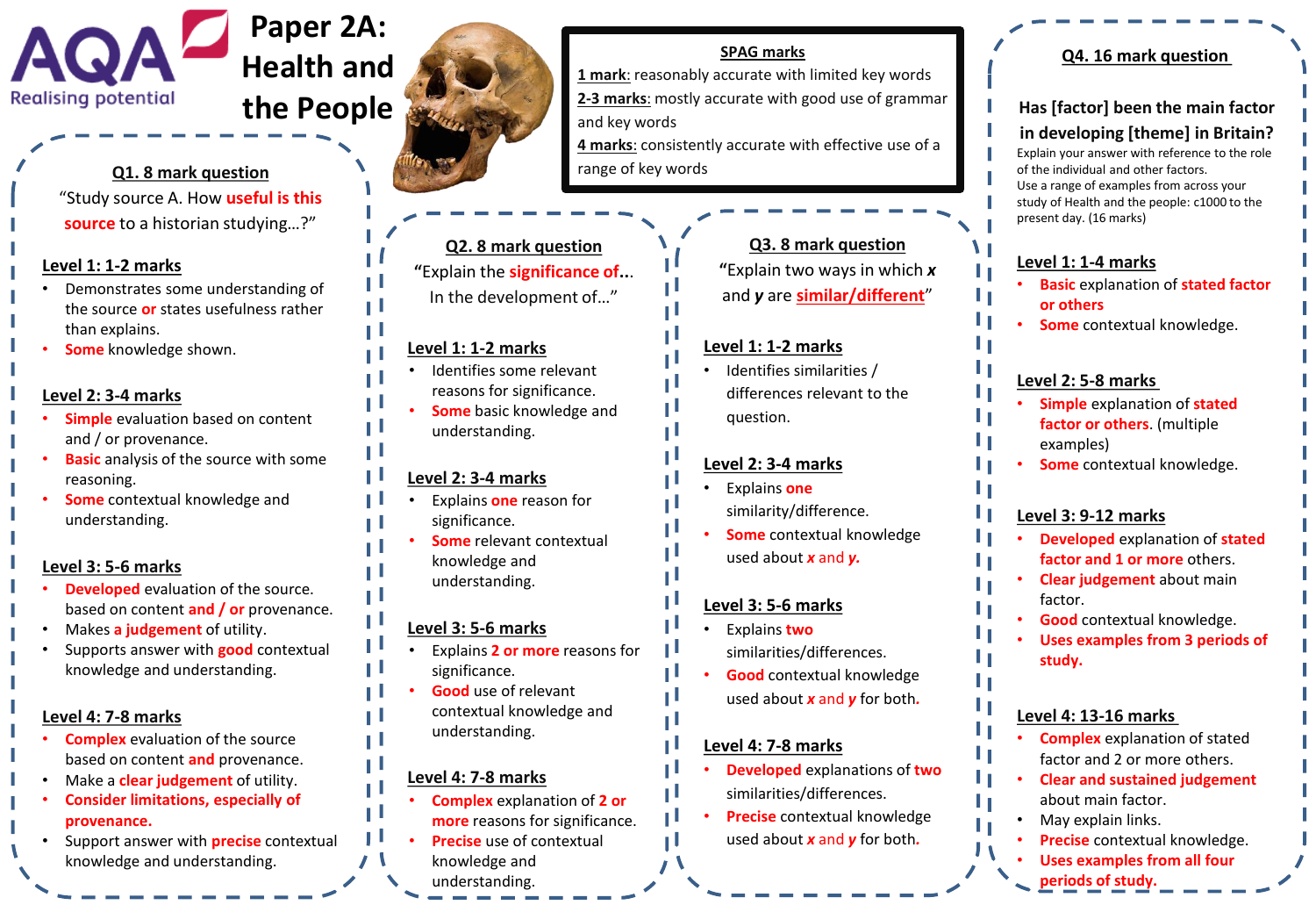# Paper 2A: Health and the People

AQA Realising potential

## SPAG marks

**1 mark**: reasonably accurate with limited key words

**2-3 marks**: mostly accurate with good use of grammar and key words

**4 marks**: consistently accurate with effective use of a range of key words

## Q1. 8 mark question

"Study source A. How **useful is this source** to a historian studying…?"

**Level 1: 1-2 marks**

- Demonstrates some understanding of the source **or** states usefulness rather than explains.
- **Some** knowledge shown.

**Level 2: 3-4 marks**

- **Simple** evaluation based on content and / or provenance.
- **Basic** analysis of the source with some reasoning.
- **Some** contextual knowledge and understanding.

**Level 3: 5-6 marks**

- **Developed** evaluation of the source. based on content **and / or** provenance.
- Makes **a judgement** of utility.
- Supports answer with **good** contextual knowledge and understanding.

**Level 4: 7-8 marks**

- **Complex** evaluation of the source based on content **and** provenance.
- Make a **clear judgement** of utility.
- **Consider limitations, especially of provenance.**
- Support answer with **precise** contextual knowledge and understanding.

## Q2. 8 mark question

"Explain the **significance of**… In the development of…"

**Level 1: 1-2 marks**

- Identifies some relevant reasons for significance.
- **Some** basic knowledge and understanding.

**Level 2: 3-4 marks**

- Explains **one** reason for significance.
- **Some** relevant contextual knowledge and understanding.

**Level 3: 5-6 marks**

- Explains **2 or more** reasons for significance.
- **Good** use of relevant contextual knowledge and understanding.

**Level 4: 7-8 marks**

- **Complex** explanation of **2 or more** reasons for significance.
- **Precise** use of contextual knowledge and understanding.

## Q3. 8 mark question

"Explain two ways in which ***x*** and ***y*** are **similar/different**"

**Level 1: 1-2 marks**

- Identifies similarities / differences relevant to the question.

**Level 2: 3-4 marks**

- Explains **one** similarity/difference.
- **Some** contextual knowledge used about ***x*** **and** ***y***.

**Level 3: 5-6 marks**

- Explains **two** similarities/differences.
- **Good** contextual knowledge used about ***x*** and ***y*** for both.

**Level 4: 7-8 marks**

- **Developed** explanations of **two** similarities/differences.
- **Precise** contextual knowledge used about ***x*** and ***y*** for both.

## Q4. 16 mark question

**Has [factor] been the main factor in developing [theme] in Britain?**

Explain your answer with reference to the role of the individual and other factors.
Use a range of examples from across your study of Health and the people: c1000 to the present day. (16 marks)

**Level 1: 1-4 marks**

- **Basic** explanation of **stated factor or others**
- **Some** contextual knowledge.

**Level 2: 5-8 marks**

- **Simple** explanation of **stated factor or others.** (multiple examples)
- **Some** contextual knowledge.

**Level 3: 9-12 marks**

- **Developed** explanation of **stated factor and 1 or more** others.
- **Clear judgement** about main factor.
- **Good** contextual knowledge.
- **Uses examples from 3 periods of study.**

**Level 4: 13-16 marks**

- **Complex** explanation of stated factor and 2 or more others.
- **Clear and sustained judgement** about main factor.
- May explain links.
- **Precise** contextual knowledge.
- **Uses examples from all four periods of study.**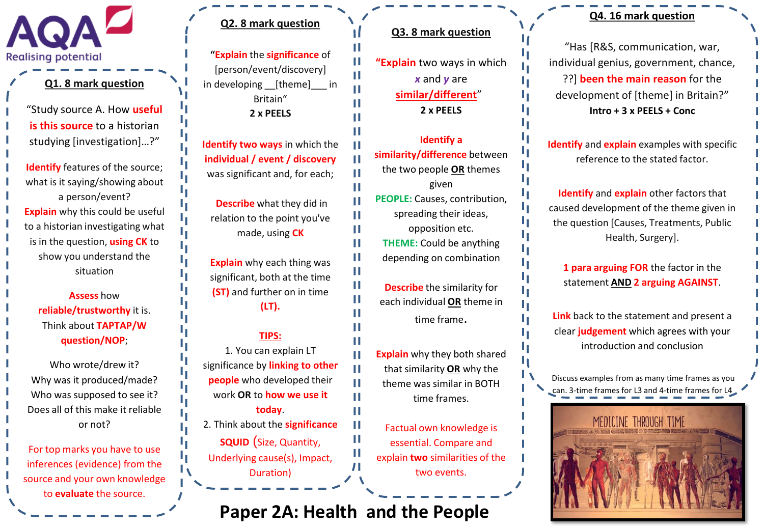AQA Realising potential

## Q1. 8 mark question

"Study source A. How **useful is this source** to a historian studying [investigation]…?"

**Identify** features of the source; what is it saying/showing about a person/event?
**Explain** why this could be useful to a historian investigating what is in the question, **using CK** to show you understand the situation

**Assess** how **reliable/trustworthy** it is. Think about **TAPTAP/W question/NOP**;

Who wrote/drew it?
Why was it produced/made?
Who was supposed to see it?
Does all of this make it reliable or not?

For top marks you have to use inferences (evidence) from the source and your own knowledge to **evaluate** the source.

## Q2. 8 mark question

"**Explain** the **significance** of [person/event/discovery] in developing __[theme]___ in Britain"
**2 x PEELS**

**Identify two ways** in which the **individual / event / discovery** was significant and, for each;

**Describe** what they did in relation to the point you've made, using **CK**

**Explain** why each thing was significant, both at the time **(ST)** and further on in time **(LT).**

**TIPS:**
1. You can explain LT significance by **linking to other people** who developed their work **OR** to **how we use it today**.
2. Think about the **significance SQUID** (Size, Quantity, Underlying cause(s), Impact, Duration)

## Q3. 8 mark question

"**Explain** two ways in which *x* and *y* are **similar/different**"
**2 x PEELS**

**Identify a similarity/difference** between the two people **OR** themes given
**PEOPLE:** Causes, contribution, spreading their ideas, opposition etc.
**THEME:** Could be anything depending on combination

**Describe** the similarity for each individual **OR** theme in time frame.

**Explain** why they both shared that similarity **OR** why the theme was similar in BOTH time frames.

Factual own knowledge is essential. Compare and explain **two** similarities of the two events.

## Q4. 16 mark question

"Has [R&S, communication, war, individual genius, government, chance, ??] **been the main reason** for the development of [theme] in Britain?"
**Intro + 3 x PEELS + Conc**

**Identify** and **explain** examples with specific reference to the stated factor.

**Identify** and **explain** other factors that caused development of the theme given in the question [Causes, Treatments, Public Health, Surgery].

**1 para arguing FOR** the factor in the statement **AND 2 arguing AGAINST**.

**Link** back to the statement and present a clear **judgement** which agrees with your introduction and conclusion

Discuss examples from as many time frames as you can. 3-time frames for L3 and 4-time frames for L4

MEDICINE THROUGH TIME

# Paper 2A: Health and the People